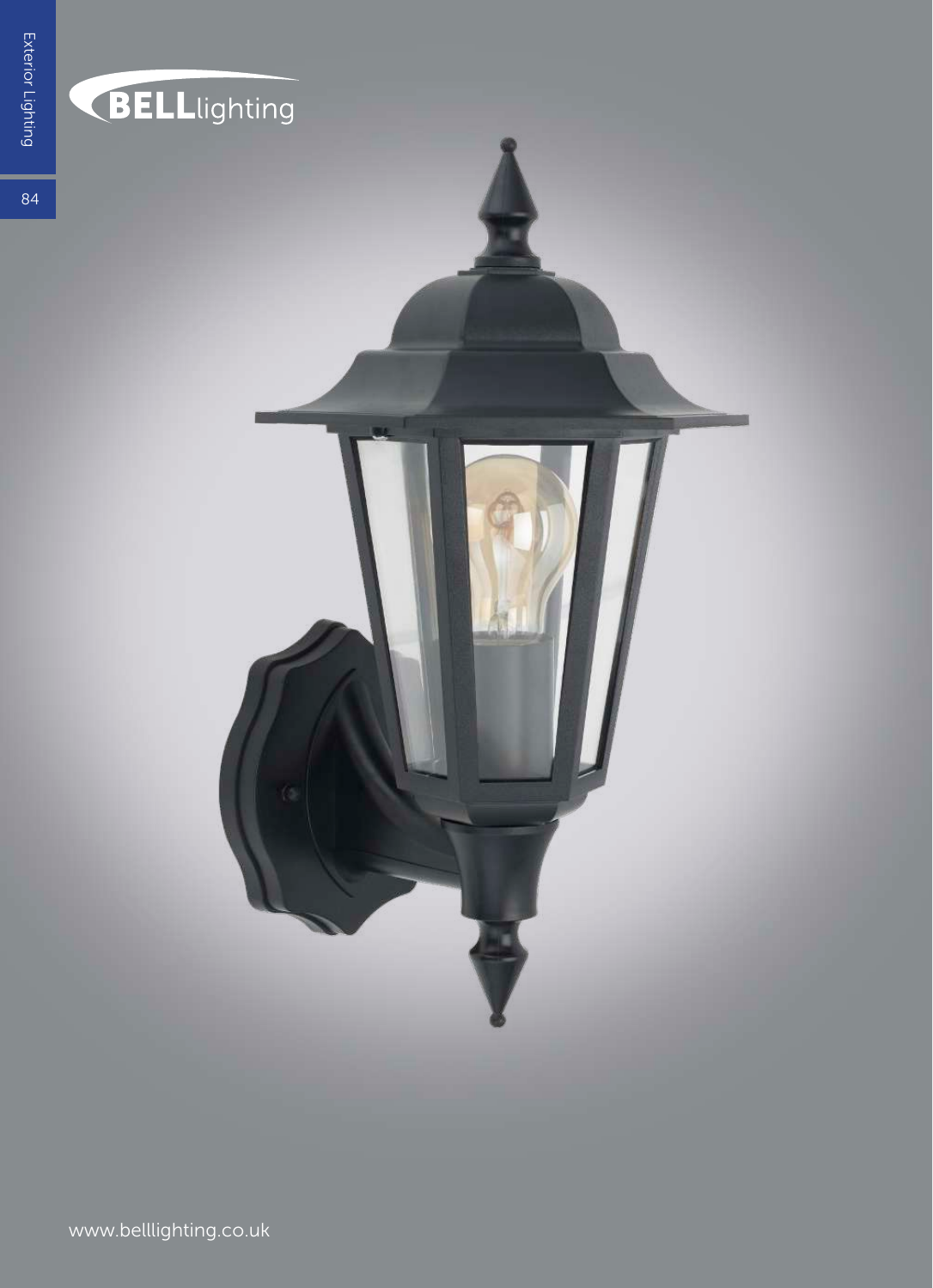BELLlighting

www.belllighting.co.uk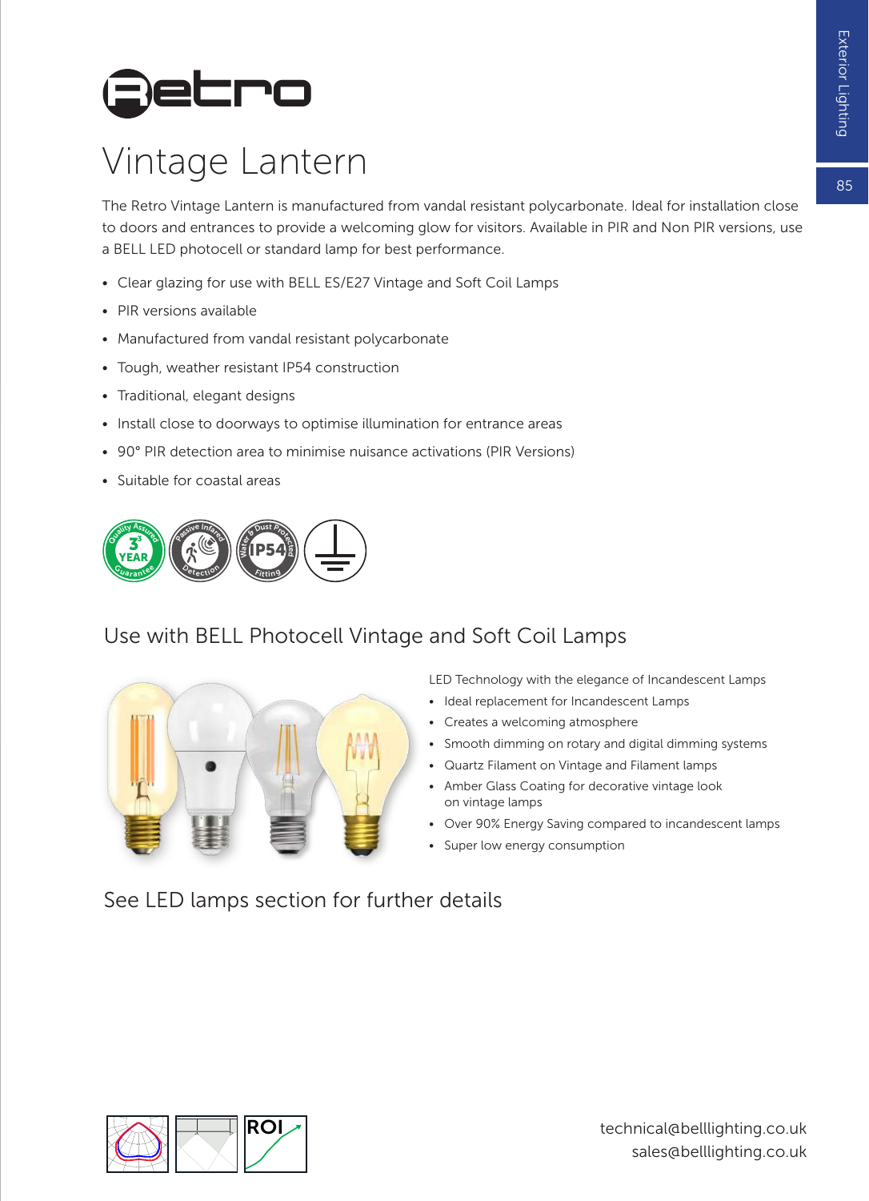# Retro

## Vintage Lantern

The Retro Vintage Lantern is manufactured from vandal resistant polycarbonate. Ideal for installation close to doors and entrances to provide a welcoming glow for visitors. Available in PIR and Non PIR versions, use a BELL LED photocell or standard lamp for best performance.

- Clear glazing for use with BELL ES/E27 Vintage and Soft Coil Lamps
- PIR versions available
- Manufactured from vandal resistant polycarbonate
- Tough, weather resistant IP54 construction
- Traditional, elegant designs
- Install close to doorways to optimise illumination for entrance areas
- 90° PIR detection area to minimise nuisance activations (PIR Versions)
- Suitable for coastal areas

## Use with BELL Photocell Vintage and Soft Coil Lamps

LED Technology with the elegance of Incandescent Lamps

- Ideal replacement for Incandescent Lamps
- Creates a welcoming atmosphere
- Smooth dimming on rotary and digital dimming systems
- Quartz Filament on Vintage and Filament lamps
- Amber Glass Coating for decorative vintage look on vintage lamps
- Over 90% Energy Saving compared to incandescent lamps
- Super low energy consumption

## See LED lamps section for further details

technical@belllighting.co.uk
sales@belllighting.co.uk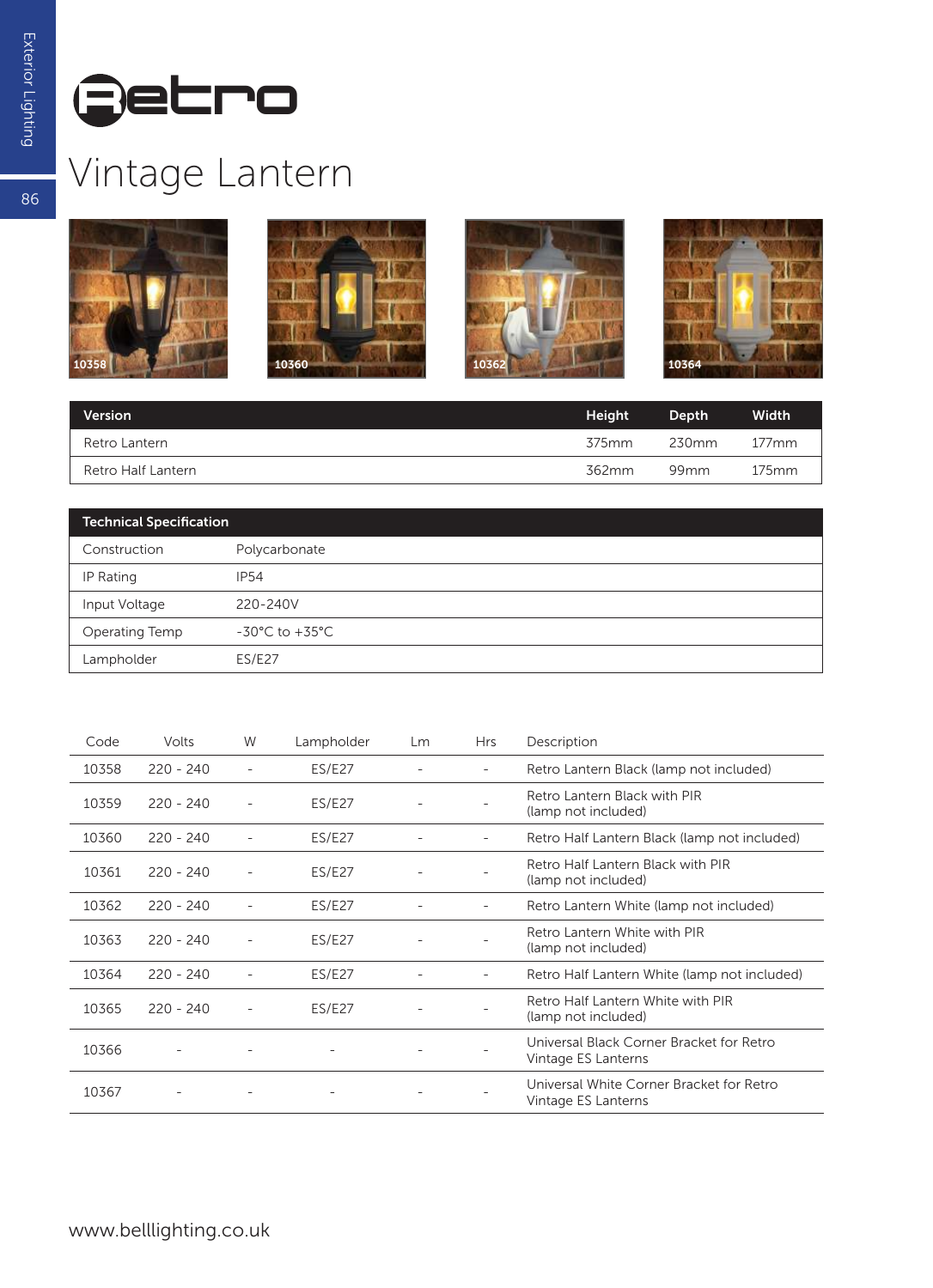# Retro

## Vintage Lantern

10358

10360

10362

10364

| Version | Height | Depth | Width |
| --- | --- | --- | --- |
| Retro Lantern | 375mm | 230mm | 177mm |
| Retro Half Lantern | 362mm | 99mm | 175mm |

| Technical Specification | |
| --- | --- |
| Construction | Polycarbonate |
| IP Rating | IP54 |
| Input Voltage | 220-240V |
| Operating Temp | -30°C to +35°C |
| Lampholder | ES/E27 |

| Code | Volts | W | Lampholder | Lm | Hrs | Description |
| --- | --- | --- | --- | --- | --- | --- |
| 10358 | 220 - 240 | - | ES/E27 | - | - | Retro Lantern Black (lamp not included) |
| 10359 | 220 - 240 | - | ES/E27 | - | - | Retro Lantern Black with PIR (lamp not included) |
| 10360 | 220 - 240 | - | ES/E27 | - | - | Retro Half Lantern Black (lamp not included) |
| 10361 | 220 - 240 | - | ES/E27 | - | - | Retro Half Lantern Black with PIR (lamp not included) |
| 10362 | 220 - 240 | - | ES/E27 | - | - | Retro Lantern White (lamp not included) |
| 10363 | 220 - 240 | - | ES/E27 | - | - | Retro Lantern White with PIR (lamp not included) |
| 10364 | 220 - 240 | - | ES/E27 | - | - | Retro Half Lantern White (lamp not included) |
| 10365 | 220 - 240 | - | ES/E27 | - | - | Retro Half Lantern White with PIR (lamp not included) |
| 10366 | - | - | - | - | - | Universal Black Corner Bracket for Retro Vintage ES Lanterns |
| 10367 | - | - | - | - | - | Universal White Corner Bracket for Retro Vintage ES Lanterns |

www.belllighting.co.uk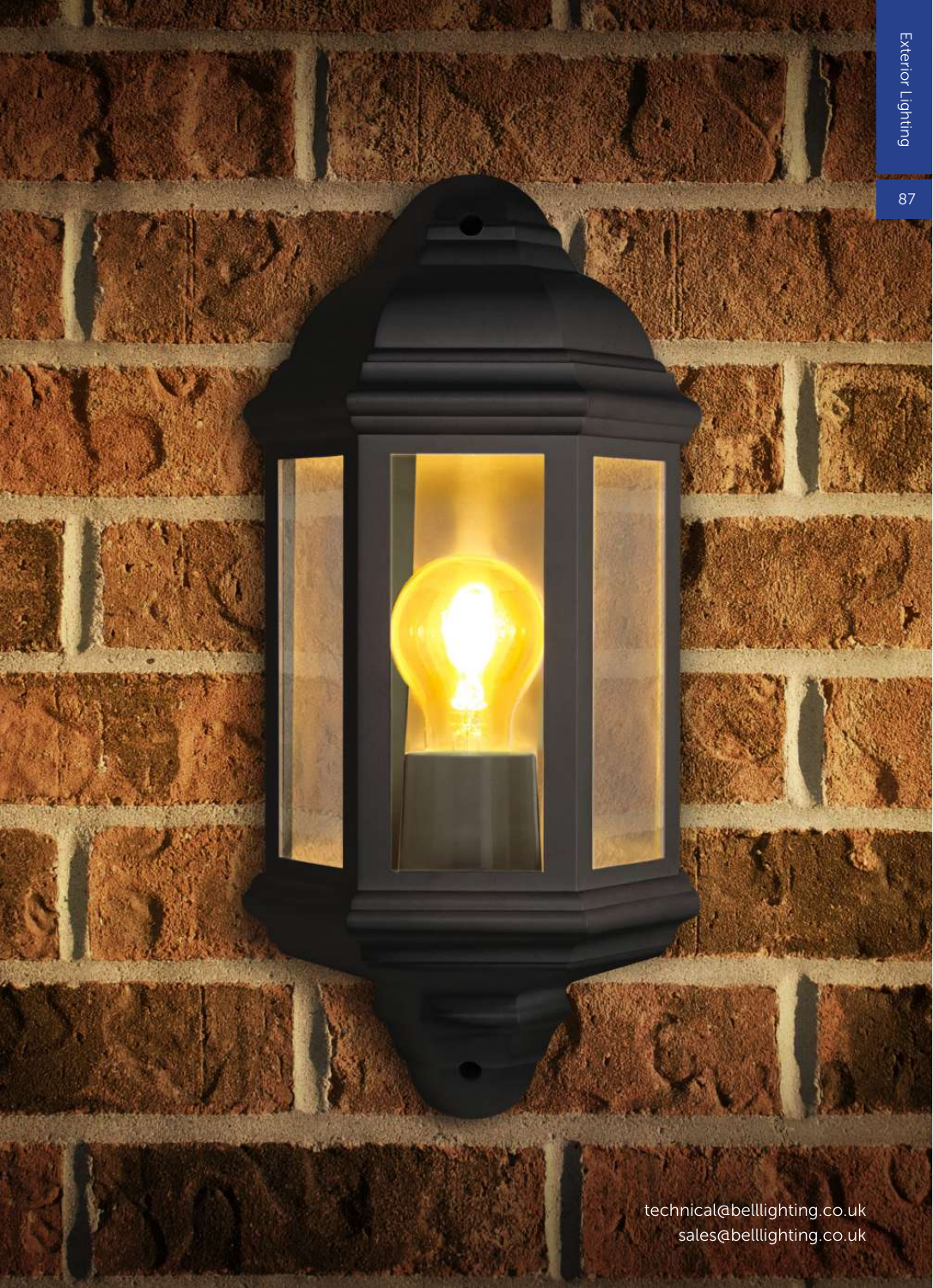technical@belllighting.co.uk
sales@belllighting.co.uk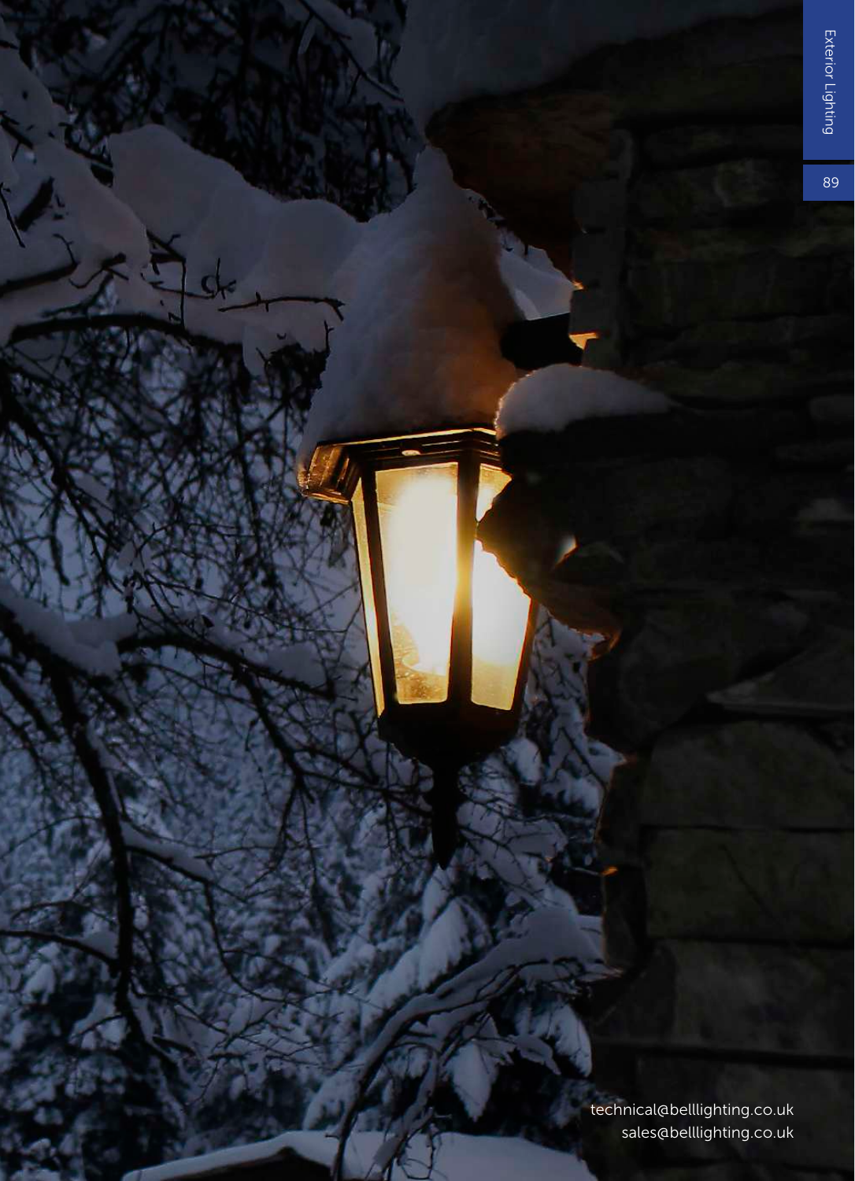technical@belllighting.co.uk
sales@belllighting.co.uk